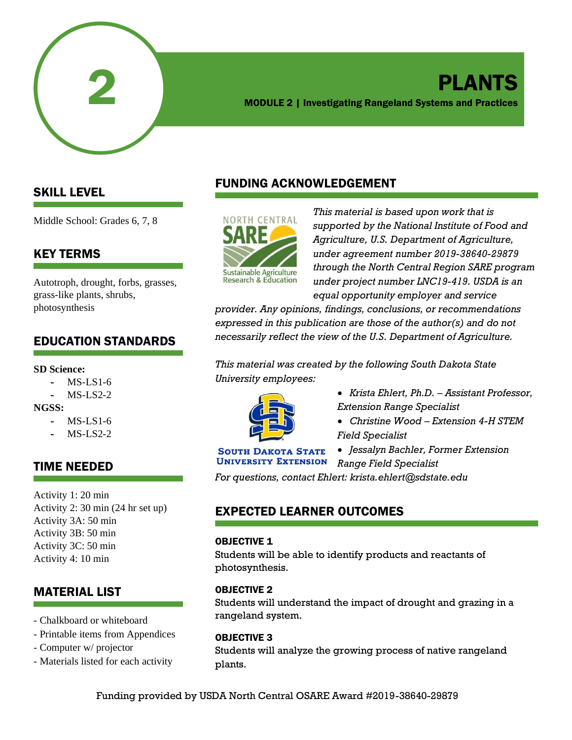# 2

# PLANTS

**MODULE 2 | Investigating Rangeland Systems and Practices**

## SKILL LEVEL

Middle School: Grades 6, 7, 8

## KEY TERMS

Autotroph, drought, forbs, grasses, grass-like plants, shrubs, photosynthesis

## EDUCATION STANDARDS

**SD Science:**

- MS-LS1-6
- MS-LS2-2

**NGSS:**

- MS-LS1-6
- MS-LS2-2

## TIME NEEDED

Activity 1: 20 min
Activity 2: 30 min (24 hr set up)
Activity 3A: 50 min
Activity 3B: 50 min
Activity 3C: 50 min
Activity 4: 10 min

## MATERIAL LIST

- Chalkboard or whiteboard
- Printable items from Appendices
- Computer w/ projector
- Materials listed for each activity

## FUNDING ACKNOWLEDGEMENT

NORTH CENTRAL SARE Sustainable Agriculture Research & Education

*This material is based upon work that is supported by the National Institute of Food and Agriculture, U.S. Department of Agriculture, under agreement number 2019-38640-29879 through the North Central Region SARE program under project number LNC19-419. USDA is an equal opportunity employer and service provider. Any opinions, findings, conclusions, or recommendations expressed in this publication are those of the author(s) and do not necessarily reflect the view of the U.S. Department of Agriculture.*

*This material was created by the following South Dakota State University employees:*

SOUTH DAKOTA STATE UNIVERSITY EXTENSION

- *Krista Ehlert, Ph.D. – Assistant Professor, Extension Range Specialist*
- *Christine Wood – Extension 4-H STEM Field Specialist*
- *Jessalyn Bachler, Former Extension Range Field Specialist*

*For questions, contact Ehlert: krista.ehlert@sdstate.edu*

## EXPECTED LEARNER OUTCOMES

### OBJECTIVE 1

Students will be able to identify products and reactants of photosynthesis.

### OBJECTIVE 2

Students will understand the impact of drought and grazing in a rangeland system.

### OBJECTIVE 3

Students will analyze the growing process of native rangeland plants.

Funding provided by USDA North Central OSARE Award #2019-38640-29879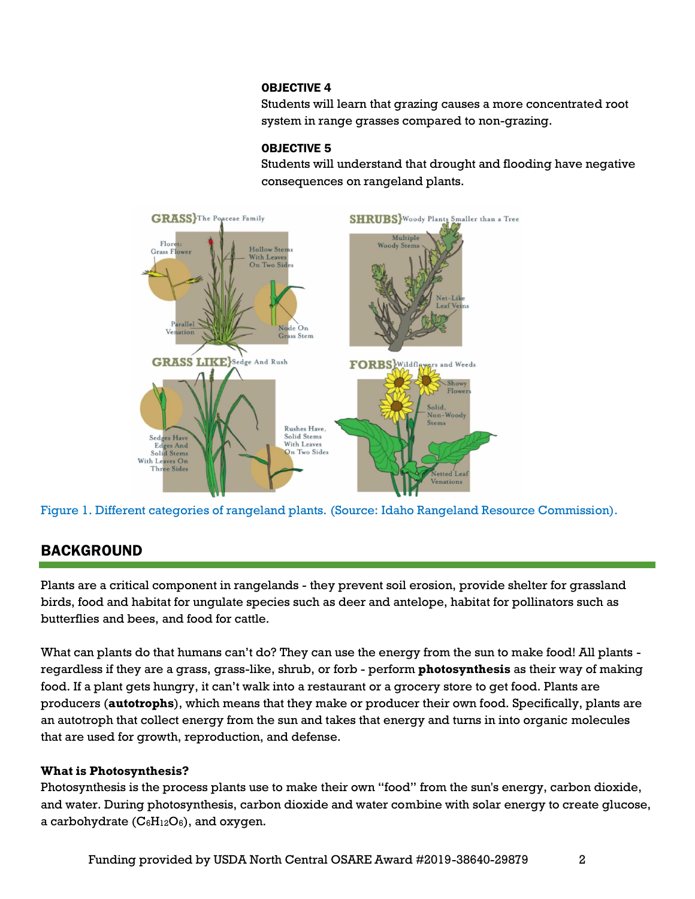#### OBJECTIVE 4

Students will learn that grazing causes a more concentrated root system in range grasses compared to non-grazing.

#### OBJECTIVE 5

Students will understand that drought and flooding have negative consequences on rangeland plants.

Figure 1. Different categories of rangeland plants. (Source: Idaho Rangeland Resource Commission).

## BACKGROUND

Plants are a critical component in rangelands - they prevent soil erosion, provide shelter for grassland birds, food and habitat for ungulate species such as deer and antelope, habitat for pollinators such as butterflies and bees, and food for cattle.

What can plants do that humans can't do? They can use the energy from the sun to make food! All plants - regardless if they are a grass, grass-like, shrub, or forb - perform **photosynthesis** as their way of making food. If a plant gets hungry, it can't walk into a restaurant or a grocery store to get food. Plants are producers (**autotrophs**), which means that they make or producer their own food. Specifically, plants are an autotroph that collect energy from the sun and takes that energy and turns in into organic molecules that are used for growth, reproduction, and defense.

**What is Photosynthesis?**

Photosynthesis is the process plants use to make their own "food" from the sun's energy, carbon dioxide, and water. During photosynthesis, carbon dioxide and water combine with solar energy to create glucose, a carbohydrate ($C_6H_{12}O_6$), and oxygen.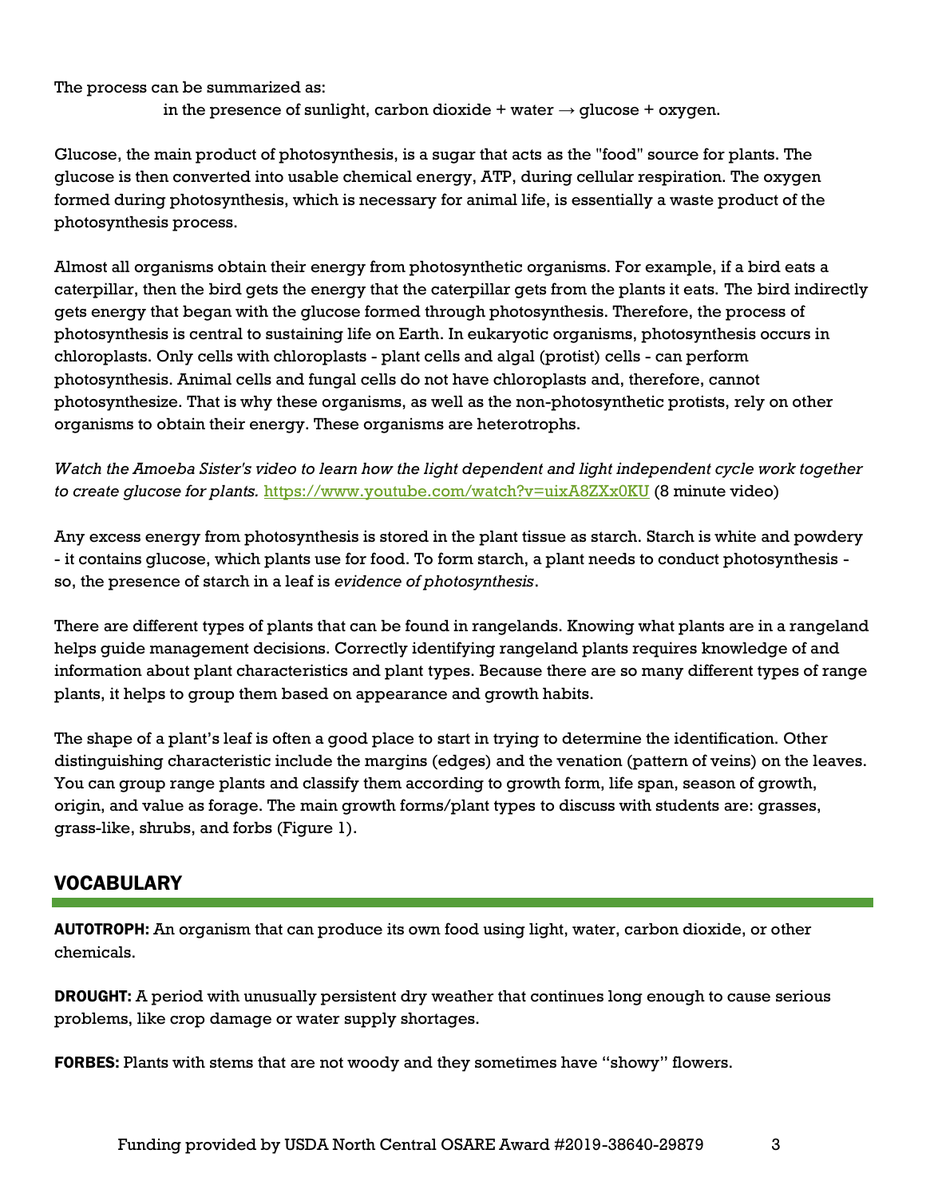The process can be summarized as:

in the presence of sunlight, carbon dioxide + water → glucose + oxygen.

Glucose, the main product of photosynthesis, is a sugar that acts as the "food" source for plants. The glucose is then converted into usable chemical energy, ATP, during cellular respiration. The oxygen formed during photosynthesis, which is necessary for animal life, is essentially a waste product of the photosynthesis process.

Almost all organisms obtain their energy from photosynthetic organisms. For example, if a bird eats a caterpillar, then the bird gets the energy that the caterpillar gets from the plants it eats. The bird indirectly gets energy that began with the glucose formed through photosynthesis. Therefore, the process of photosynthesis is central to sustaining life on Earth. In eukaryotic organisms, photosynthesis occurs in chloroplasts. Only cells with chloroplasts - plant cells and algal (protist) cells - can perform photosynthesis. Animal cells and fungal cells do not have chloroplasts and, therefore, cannot photosynthesize. That is why these organisms, as well as the non-photosynthetic protists, rely on other organisms to obtain their energy. These organisms are heterotrophs.

*Watch the Amoeba Sister's video to learn how the light dependent and light independent cycle work together to create glucose for plants.* https://www.youtube.com/watch?v=uixA8ZXx0KU (8 minute video)

Any excess energy from photosynthesis is stored in the plant tissue as starch. Starch is white and powdery - it contains glucose, which plants use for food. To form starch, a plant needs to conduct photosynthesis - so, the presence of starch in a leaf is *evidence of photosynthesis*.

There are different types of plants that can be found in rangelands. Knowing what plants are in a rangeland helps guide management decisions. Correctly identifying rangeland plants requires knowledge of and information about plant characteristics and plant types. Because there are so many different types of range plants, it helps to group them based on appearance and growth habits.

The shape of a plant's leaf is often a good place to start in trying to determine the identification. Other distinguishing characteristic include the margins (edges) and the venation (pattern of veins) on the leaves. You can group range plants and classify them according to growth form, life span, season of growth, origin, and value as forage. The main growth forms/plant types to discuss with students are: grasses, grass-like, shrubs, and forbs (Figure 1).

## VOCABULARY

**AUTOTROPH:** An organism that can produce its own food using light, water, carbon dioxide, or other chemicals.

**DROUGHT:** A period with unusually persistent dry weather that continues long enough to cause serious problems, like crop damage or water supply shortages.

**FORBES:** Plants with stems that are not woody and they sometimes have "showy" flowers.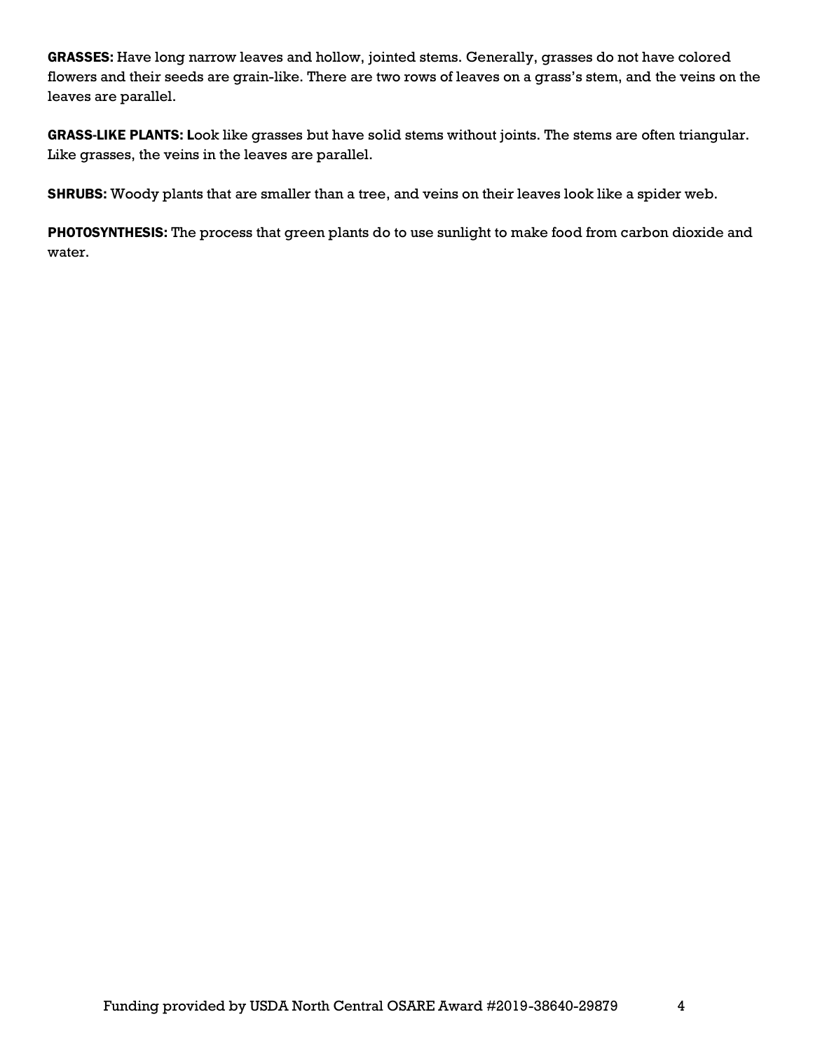**GRASSES:** Have long narrow leaves and hollow, jointed stems. Generally, grasses do not have colored flowers and their seeds are grain-like. There are two rows of leaves on a grass's stem, and the veins on the leaves are parallel.

**GRASS-LIKE PLANTS: L**ook like grasses but have solid stems without joints. The stems are often triangular. Like grasses, the veins in the leaves are parallel.

**SHRUBS:** Woody plants that are smaller than a tree, and veins on their leaves look like a spider web.

**PHOTOSYNTHESIS:** The process that green plants do to use sunlight to make food from carbon dioxide and water.

Funding provided by USDA North Central OSARE Award #2019-38640-29879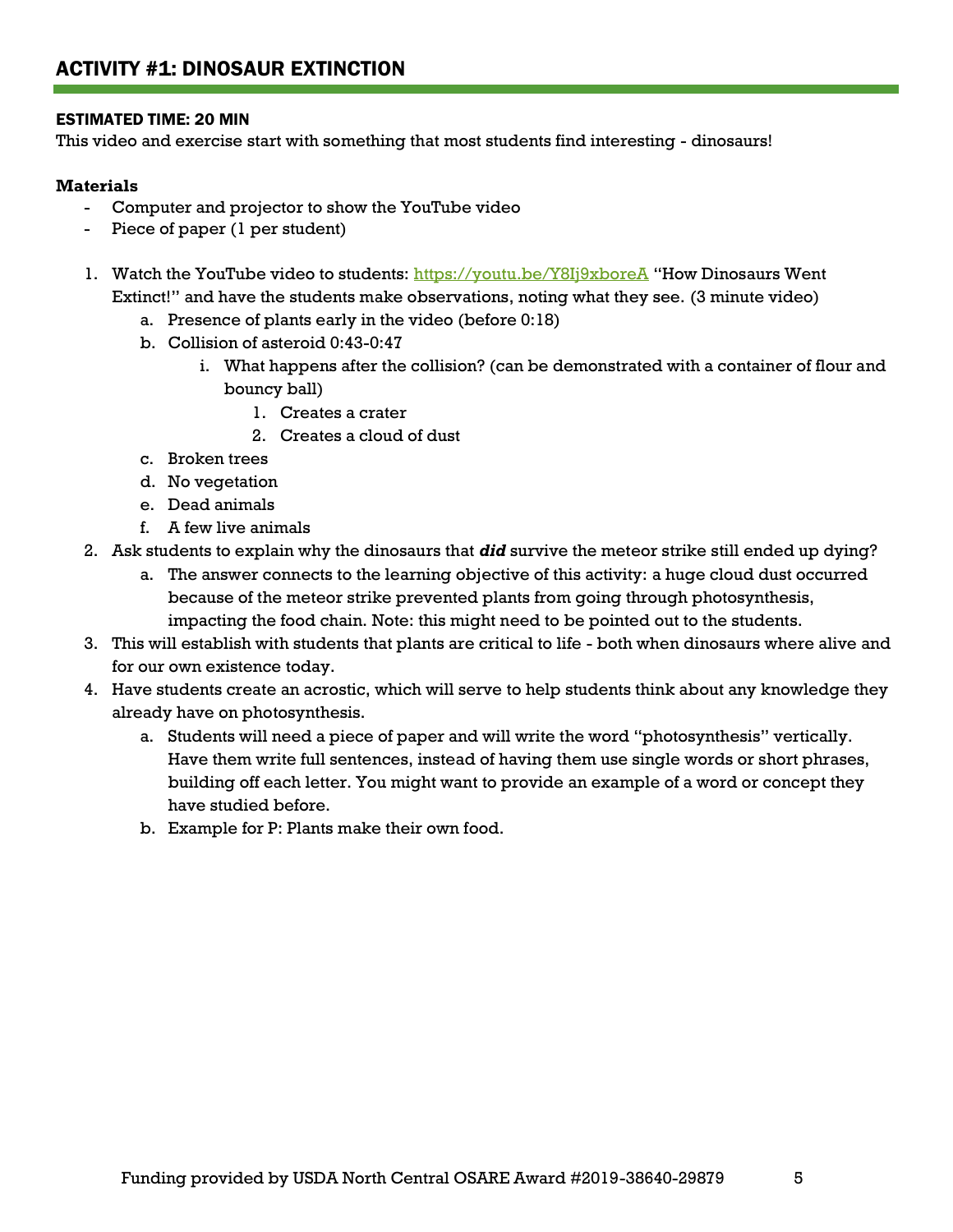## ACTIVITY #1: DINOSAUR EXTINCTION

**ESTIMATED TIME: 20 MIN**

This video and exercise start with something that most students find interesting - dinosaurs!

**Materials**

- Computer and projector to show the YouTube video
- Piece of paper (1 per student)

1. Watch the YouTube video to students: [https://youtu.be/Y8Ij9xboreA](https://youtu.be/Y8Ij9xboreA) "How Dinosaurs Went Extinct!" and have the students make observations, noting what they see. (3 minute video)
   a. Presence of plants early in the video (before 0:18)
   b. Collision of asteroid 0:43-0:47
      i. What happens after the collision? (can be demonstrated with a container of flour and bouncy ball)
         1. Creates a crater
         2. Creates a cloud of dust
   c. Broken trees
   d. No vegetation
   e. Dead animals
   f. A few live animals
2. Ask students to explain why the dinosaurs that ***did*** survive the meteor strike still ended up dying?
   a. The answer connects to the learning objective of this activity: a huge cloud dust occurred because of the meteor strike prevented plants from going through photosynthesis, impacting the food chain. Note: this might need to be pointed out to the students.
3. This will establish with students that plants are critical to life - both when dinosaurs where alive and for our own existence today.
4. Have students create an acrostic, which will serve to help students think about any knowledge they already have on photosynthesis.
   a. Students will need a piece of paper and will write the word "photosynthesis" vertically. Have them write full sentences, instead of having them use single words or short phrases, building off each letter. You might want to provide an example of a word or concept they have studied before.
   b. Example for P: Plants make their own food.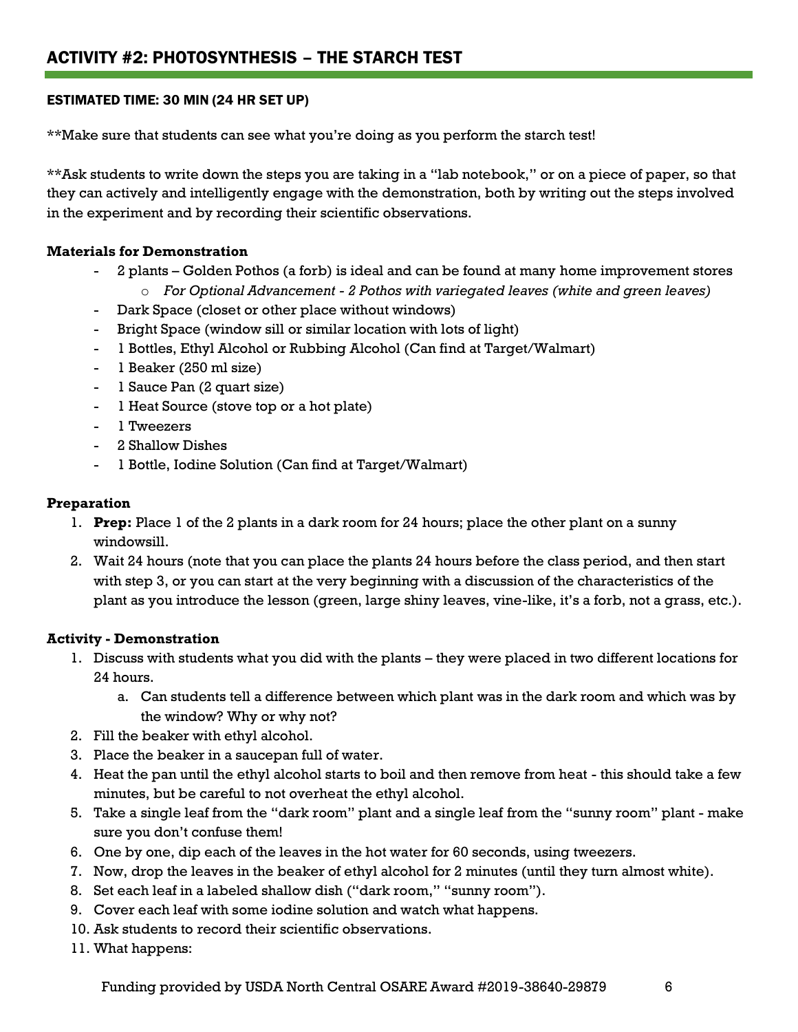## ACTIVITY #2: PHOTOSYNTHESIS – THE STARCH TEST

**ESTIMATED TIME: 30 MIN (24 HR SET UP)**

**Make sure that students can see what you're doing as you perform the starch test!

**Ask students to write down the steps you are taking in a "lab notebook," or on a piece of paper, so that they can actively and intelligently engage with the demonstration, both by writing out the steps involved in the experiment and by recording their scientific observations.

**Materials for Demonstration**

- 2 plants – Golden Pothos (a forb) is ideal and can be found at many home improvement stores
    - *For Optional Advancement - 2 Pothos with variegated leaves (white and green leaves)*
- Dark Space (closet or other place without windows)
- Bright Space (window sill or similar location with lots of light)
- 1 Bottles, Ethyl Alcohol or Rubbing Alcohol (Can find at Target/Walmart)
- 1 Beaker (250 ml size)
- 1 Sauce Pan (2 quart size)
- 1 Heat Source (stove top or a hot plate)
- 1 Tweezers
- 2 Shallow Dishes
- 1 Bottle, Iodine Solution (Can find at Target/Walmart)

**Preparation**

1. **Prep:** Place 1 of the 2 plants in a dark room for 24 hours; place the other plant on a sunny windowsill.
2. Wait 24 hours (note that you can place the plants 24 hours before the class period, and then start with step 3, or you can start at the very beginning with a discussion of the characteristics of the plant as you introduce the lesson (green, large shiny leaves, vine-like, it's a forb, not a grass, etc.).

**Activity - Demonstration**

1. Discuss with students what you did with the plants – they were placed in two different locations for 24 hours.
    a. Can students tell a difference between which plant was in the dark room and which was by the window? Why or why not?
2. Fill the beaker with ethyl alcohol.
3. Place the beaker in a saucepan full of water.
4. Heat the pan until the ethyl alcohol starts to boil and then remove from heat - this should take a few minutes, but be careful to not overheat the ethyl alcohol.
5. Take a single leaf from the "dark room" plant and a single leaf from the "sunny room" plant - make sure you don't confuse them!
6. One by one, dip each of the leaves in the hot water for 60 seconds, using tweezers.
7. Now, drop the leaves in the beaker of ethyl alcohol for 2 minutes (until they turn almost white).
8. Set each leaf in a labeled shallow dish ("dark room," "sunny room").
9. Cover each leaf with some iodine solution and watch what happens.
10. Ask students to record their scientific observations.
11. What happens:

Funding provided by USDA North Central OSARE Award #2019-38640-29879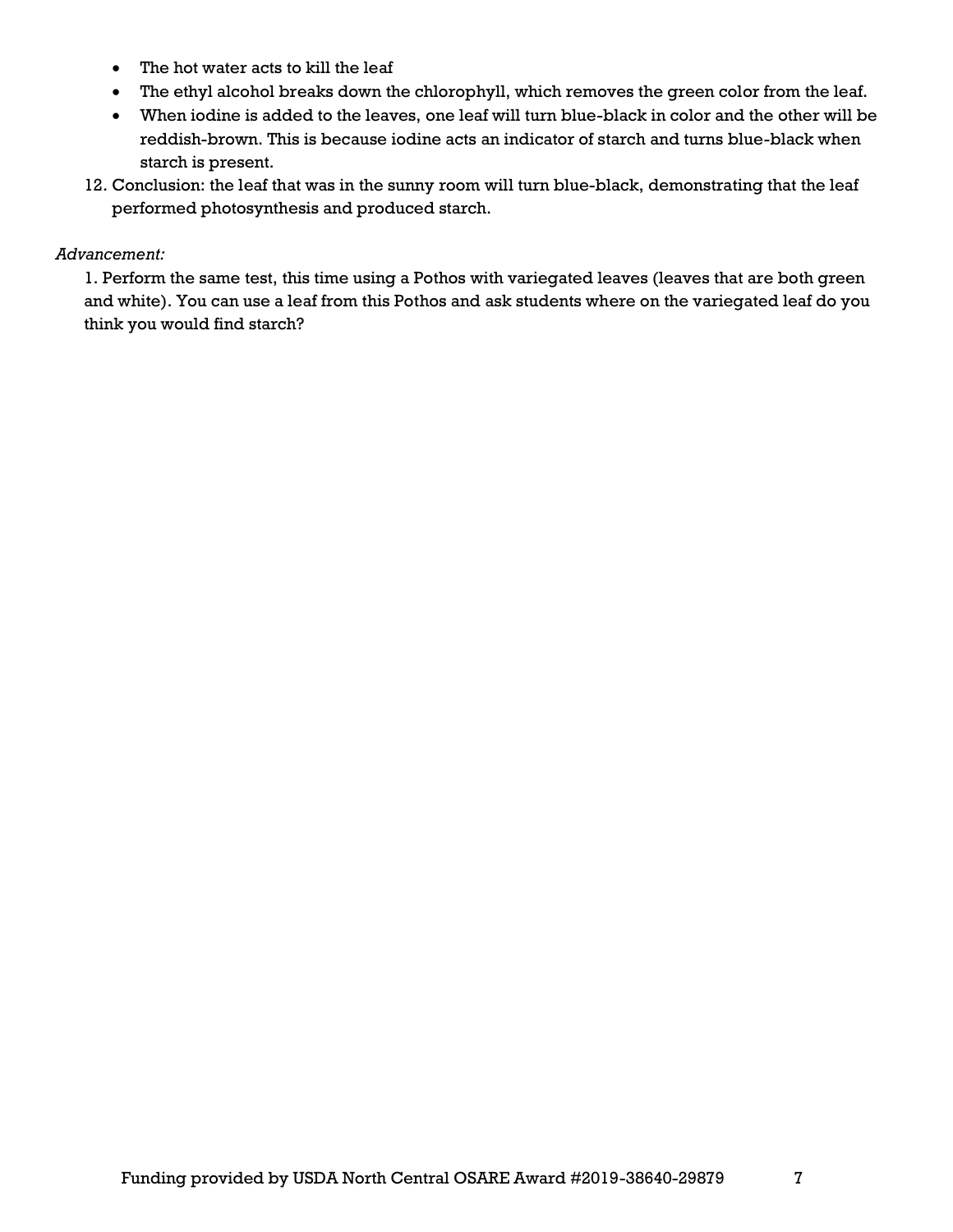- The hot water acts to kill the leaf
- The ethyl alcohol breaks down the chlorophyll, which removes the green color from the leaf.
- When iodine is added to the leaves, one leaf will turn blue-black in color and the other will be reddish-brown. This is because iodine acts an indicator of starch and turns blue-black when starch is present.

12. Conclusion: the leaf that was in the sunny room will turn blue-black, demonstrating that the leaf performed photosynthesis and produced starch.

*Advancement:*

1. Perform the same test, this time using a Pothos with variegated leaves (leaves that are both green and white). You can use a leaf from this Pothos and ask students where on the variegated leaf do you think you would find starch?

Funding provided by USDA North Central OSARE Award #2019-38640-29879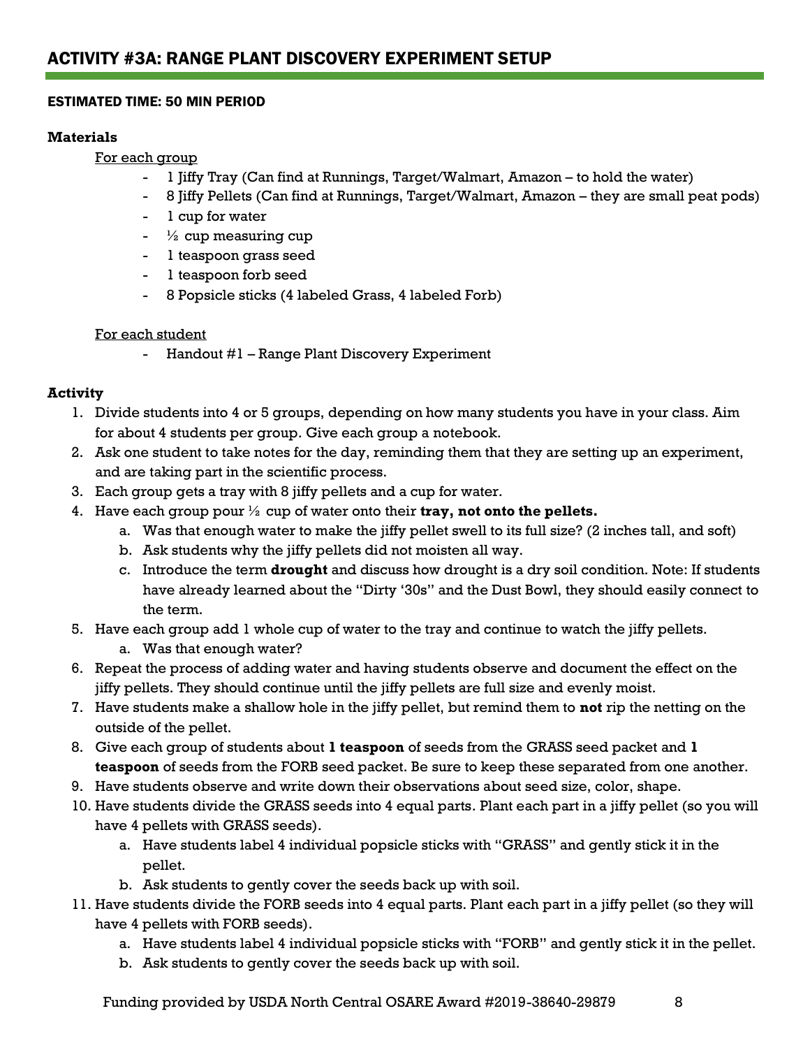# ACTIVITY #3A: RANGE PLANT DISCOVERY EXPERIMENT SETUP

#### ESTIMATED TIME: 50 MIN PERIOD

**Materials**

For each group

- 1 Jiffy Tray (Can find at Runnings, Target/Walmart, Amazon – to hold the water)
- 8 Jiffy Pellets (Can find at Runnings, Target/Walmart, Amazon – they are small peat pods)
- 1 cup for water
- ½ cup measuring cup
- 1 teaspoon grass seed
- 1 teaspoon forb seed
- 8 Popsicle sticks (4 labeled Grass, 4 labeled Forb)

For each student

- Handout #1 – Range Plant Discovery Experiment

**Activity**

1. Divide students into 4 or 5 groups, depending on how many students you have in your class. Aim for about 4 students per group. Give each group a notebook.
2. Ask one student to take notes for the day, reminding them that they are setting up an experiment, and are taking part in the scientific process.
3. Each group gets a tray with 8 jiffy pellets and a cup for water.
4. Have each group pour ½ cup of water onto their **tray, not onto the pellets.**
   a. Was that enough water to make the jiffy pellet swell to its full size? (2 inches tall, and soft)
   b. Ask students why the jiffy pellets did not moisten all way.
   c. Introduce the term **drought** and discuss how drought is a dry soil condition. Note: If students have already learned about the "Dirty '30s" and the Dust Bowl, they should easily connect to the term.
5. Have each group add 1 whole cup of water to the tray and continue to watch the jiffy pellets.
   a. Was that enough water?
6. Repeat the process of adding water and having students observe and document the effect on the jiffy pellets. They should continue until the jiffy pellets are full size and evenly moist.
7. Have students make a shallow hole in the jiffy pellet, but remind them to **not** rip the netting on the outside of the pellet.
8. Give each group of students about **1 teaspoon** of seeds from the GRASS seed packet and **1 teaspoon** of seeds from the FORB seed packet. Be sure to keep these separated from one another.
9. Have students observe and write down their observations about seed size, color, shape.
10. Have students divide the GRASS seeds into 4 equal parts. Plant each part in a jiffy pellet (so you will have 4 pellets with GRASS seeds).
    a. Have students label 4 individual popsicle sticks with "GRASS" and gently stick it in the pellet.
    b. Ask students to gently cover the seeds back up with soil.
11. Have students divide the FORB seeds into 4 equal parts. Plant each part in a jiffy pellet (so they will have 4 pellets with FORB seeds).
    a. Have students label 4 individual popsicle sticks with "FORB" and gently stick it in the pellet.
    b. Ask students to gently cover the seeds back up with soil.

Funding provided by USDA North Central OSARE Award #2019-38640-29879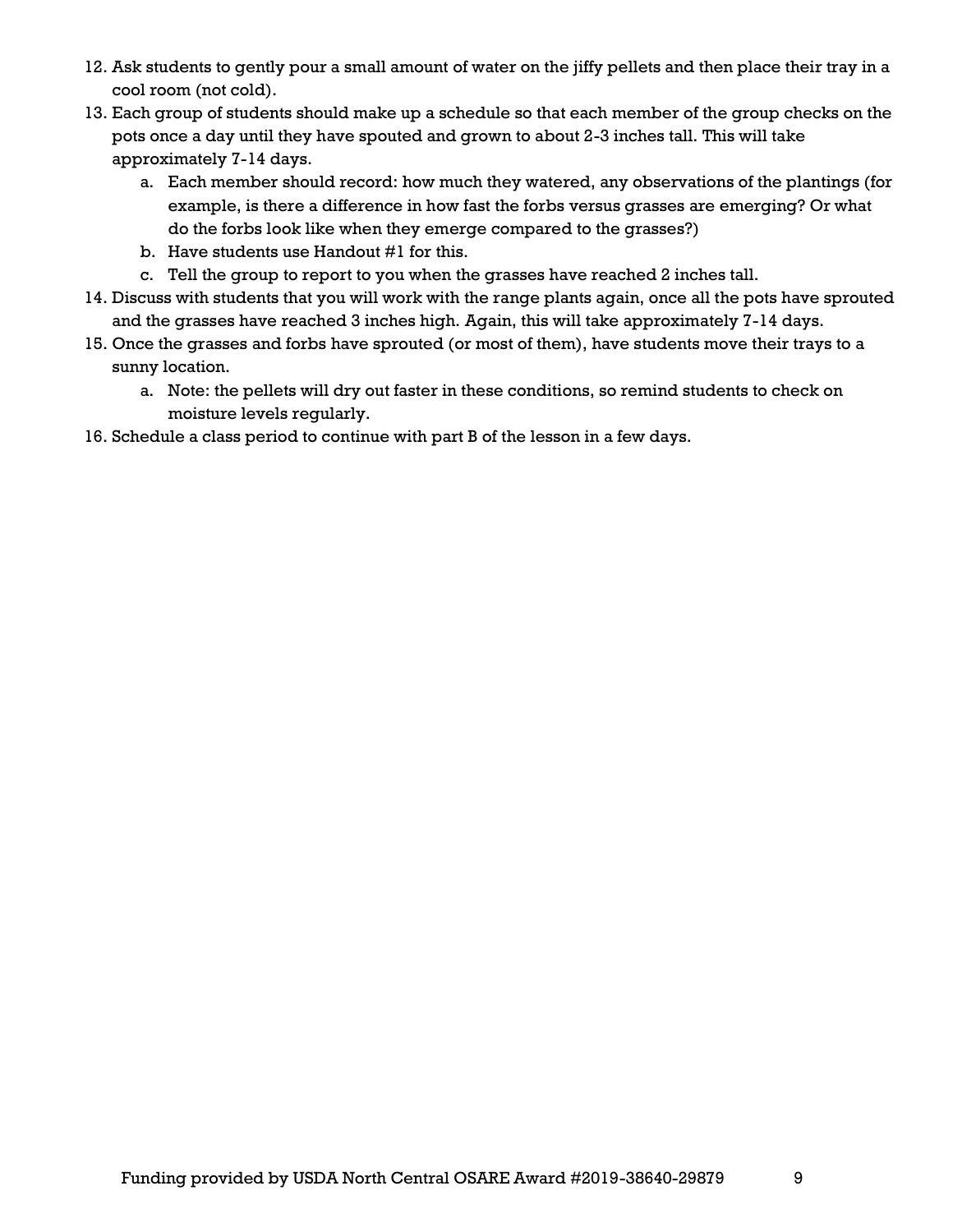12. Ask students to gently pour a small amount of water on the jiffy pellets and then place their tray in a cool room (not cold).
13. Each group of students should make up a schedule so that each member of the group checks on the pots once a day until they have spouted and grown to about 2-3 inches tall. This will take approximately 7-14 days.
    a. Each member should record: how much they watered, any observations of the plantings (for example, is there a difference in how fast the forbs versus grasses are emerging? Or what do the forbs look like when they emerge compared to the grasses?)
    b. Have students use Handout #1 for this.
    c. Tell the group to report to you when the grasses have reached 2 inches tall.
14. Discuss with students that you will work with the range plants again, once all the pots have sprouted and the grasses have reached 3 inches high. Again, this will take approximately 7-14 days.
15. Once the grasses and forbs have sprouted (or most of them), have students move their trays to a sunny location.
    a. Note: the pellets will dry out faster in these conditions, so remind students to check on moisture levels regularly.
16. Schedule a class period to continue with part B of the lesson in a few days.

Funding provided by USDA North Central OSARE Award #2019-38640-29879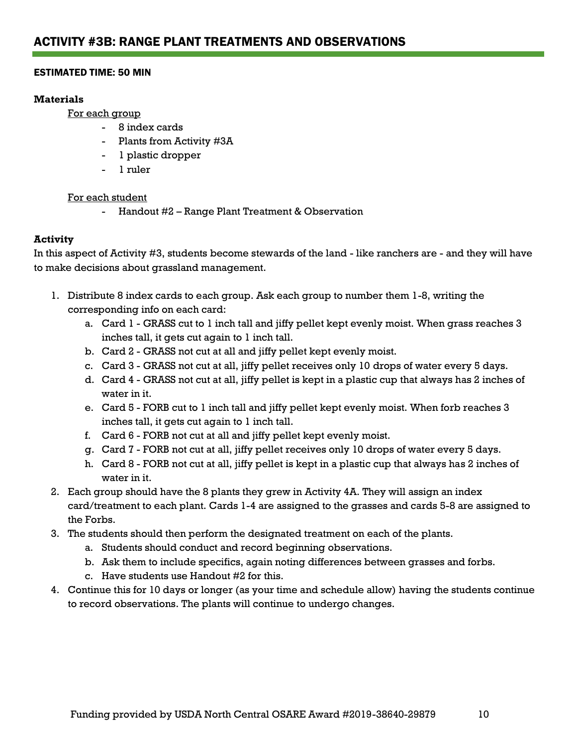## ACTIVITY #3B: RANGE PLANT TREATMENTS AND OBSERVATIONS

**ESTIMATED TIME: 50 MIN**

**Materials**

For each group

- 8 index cards
- Plants from Activity #3A
- 1 plastic dropper
- 1 ruler

For each student

- Handout #2 – Range Plant Treatment & Observation

**Activity**

In this aspect of Activity #3, students become stewards of the land - like ranchers are - and they will have to make decisions about grassland management.

1. Distribute 8 index cards to each group. Ask each group to number them 1-8, writing the corresponding info on each card:
   a. Card 1 - GRASS cut to 1 inch tall and jiffy pellet kept evenly moist. When grass reaches 3 inches tall, it gets cut again to 1 inch tall.
   b. Card 2 - GRASS not cut at all and jiffy pellet kept evenly moist.
   c. Card 3 - GRASS not cut at all, jiffy pellet receives only 10 drops of water every 5 days.
   d. Card 4 - GRASS not cut at all, jiffy pellet is kept in a plastic cup that always has 2 inches of water in it.
   e. Card 5 - FORB cut to 1 inch tall and jiffy pellet kept evenly moist. When forb reaches 3 inches tall, it gets cut again to 1 inch tall.
   f. Card 6 - FORB not cut at all and jiffy pellet kept evenly moist.
   g. Card 7 - FORB not cut at all, jiffy pellet receives only 10 drops of water every 5 days.
   h. Card 8 - FORB not cut at all, jiffy pellet is kept in a plastic cup that always has 2 inches of water in it.
2. Each group should have the 8 plants they grew in Activity 4A. They will assign an index card/treatment to each plant. Cards 1-4 are assigned to the grasses and cards 5-8 are assigned to the Forbs.
3. The students should then perform the designated treatment on each of the plants.
   a. Students should conduct and record beginning observations.
   b. Ask them to include specifics, again noting differences between grasses and forbs.
   c. Have students use Handout #2 for this.
4. Continue this for 10 days or longer (as your time and schedule allow) having the students continue to record observations. The plants will continue to undergo changes.

Funding provided by USDA North Central OSARE Award #2019-38640-29879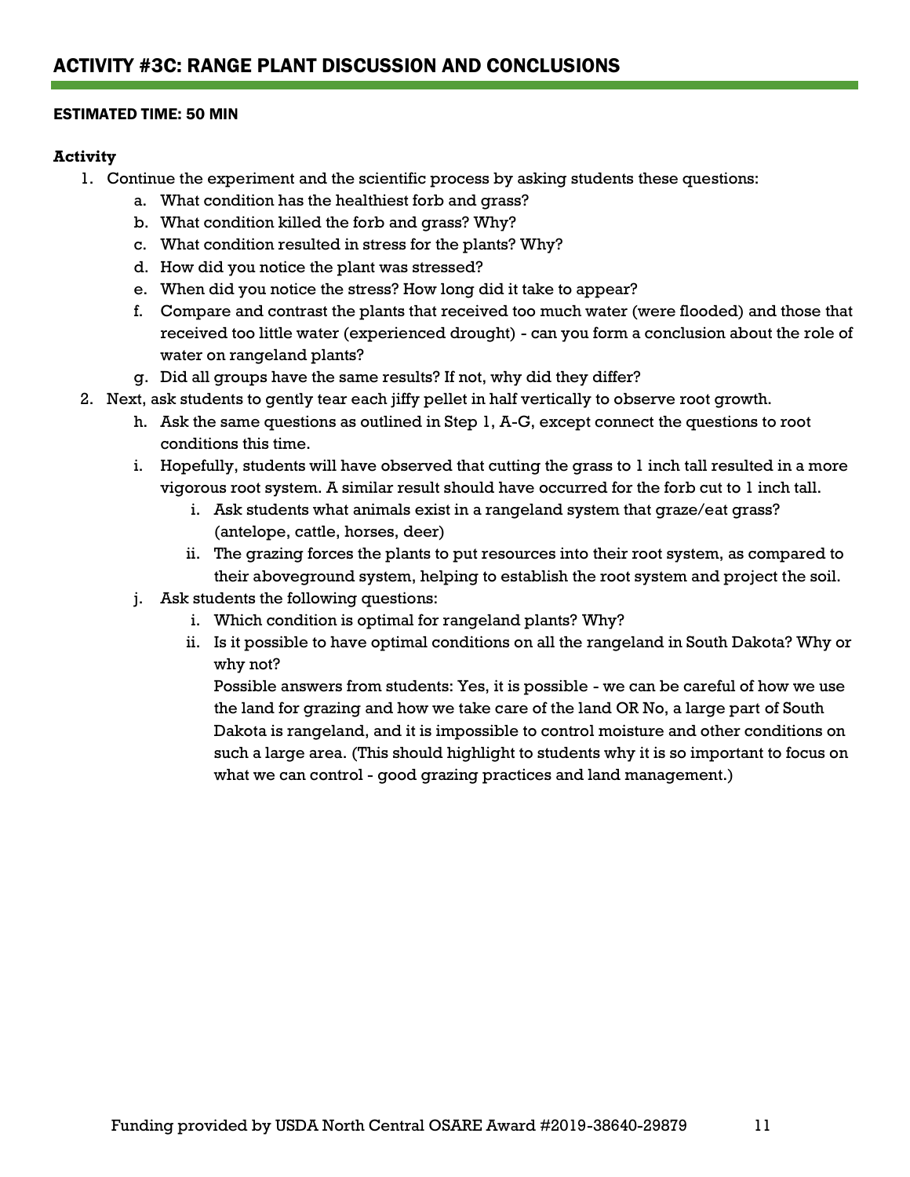## ACTIVITY #3C: RANGE PLANT DISCUSSION AND CONCLUSIONS

**ESTIMATED TIME: 50 MIN**

**Activity**

1. Continue the experiment and the scientific process by asking students these questions:
   a. What condition has the healthiest forb and grass?
   b. What condition killed the forb and grass? Why?
   c. What condition resulted in stress for the plants? Why?
   d. How did you notice the plant was stressed?
   e. When did you notice the stress? How long did it take to appear?
   f. Compare and contrast the plants that received too much water (were flooded) and those that received too little water (experienced drought) - can you form a conclusion about the role of water on rangeland plants?
   g. Did all groups have the same results? If not, why did they differ?
2. Next, ask students to gently tear each jiffy pellet in half vertically to observe root growth.
   h. Ask the same questions as outlined in Step 1, A-G, except connect the questions to root conditions this time.
   i. Hopefully, students will have observed that cutting the grass to 1 inch tall resulted in a more vigorous root system. A similar result should have occurred for the forb cut to 1 inch tall.
      i. Ask students what animals exist in a rangeland system that graze/eat grass? (antelope, cattle, horses, deer)
      ii. The grazing forces the plants to put resources into their root system, as compared to their aboveground system, helping to establish the root system and project the soil.
   j. Ask students the following questions:
      i. Which condition is optimal for rangeland plants? Why?
      ii. Is it possible to have optimal conditions on all the rangeland in South Dakota? Why or why not?
      Possible answers from students: Yes, it is possible - we can be careful of how we use the land for grazing and how we take care of the land OR No, a large part of South Dakota is rangeland, and it is impossible to control moisture and other conditions on such a large area. (This should highlight to students why it is so important to focus on what we can control - good grazing practices and land management.)

Funding provided by USDA North Central OSARE Award #2019-38640-29879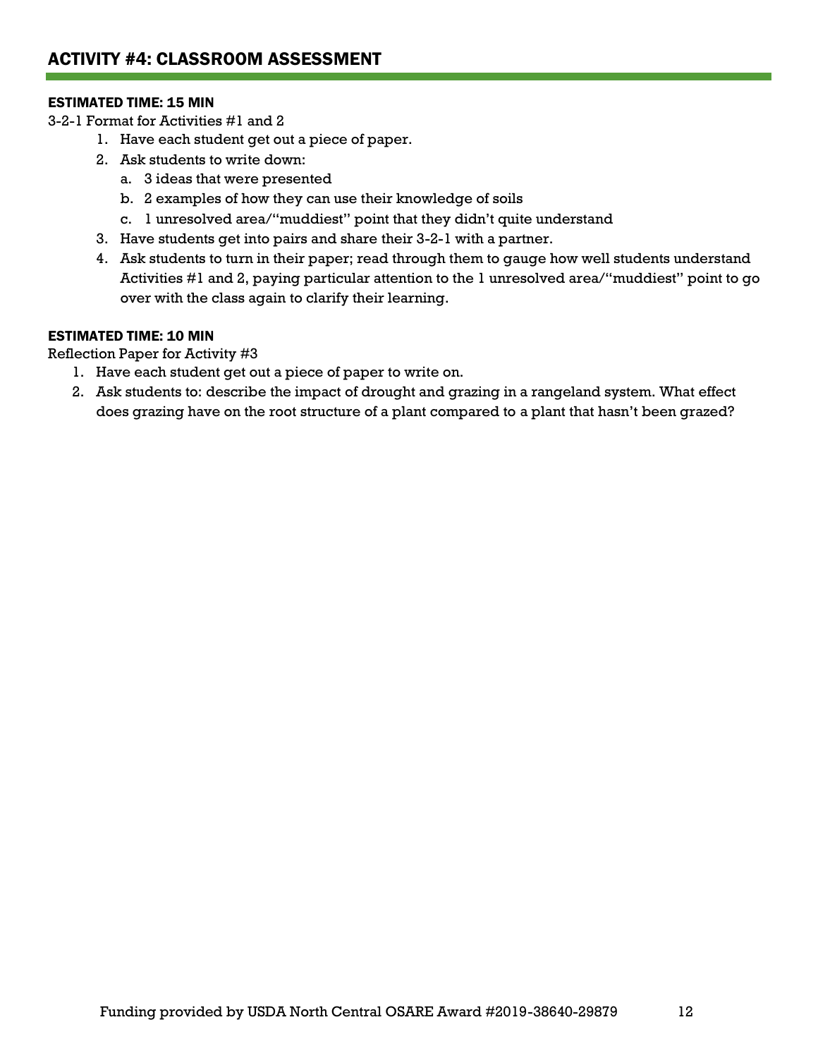## ACTIVITY #4: CLASSROOM ASSESSMENT

**ESTIMATED TIME: 15 MIN**

3-2-1 Format for Activities #1 and 2

1. Have each student get out a piece of paper.
2. Ask students to write down:
   a. 3 ideas that were presented
   b. 2 examples of how they can use their knowledge of soils
   c. 1 unresolved area/"muddiest" point that they didn't quite understand
3. Have students get into pairs and share their 3-2-1 with a partner.
4. Ask students to turn in their paper; read through them to gauge how well students understand Activities #1 and 2, paying particular attention to the 1 unresolved area/"muddiest" point to go over with the class again to clarify their learning.

**ESTIMATED TIME: 10 MIN**

Reflection Paper for Activity #3

1. Have each student get out a piece of paper to write on.
2. Ask students to: describe the impact of drought and grazing in a rangeland system. What effect does grazing have on the root structure of a plant compared to a plant that hasn't been grazed?

Funding provided by USDA North Central OSARE Award #2019-38640-29879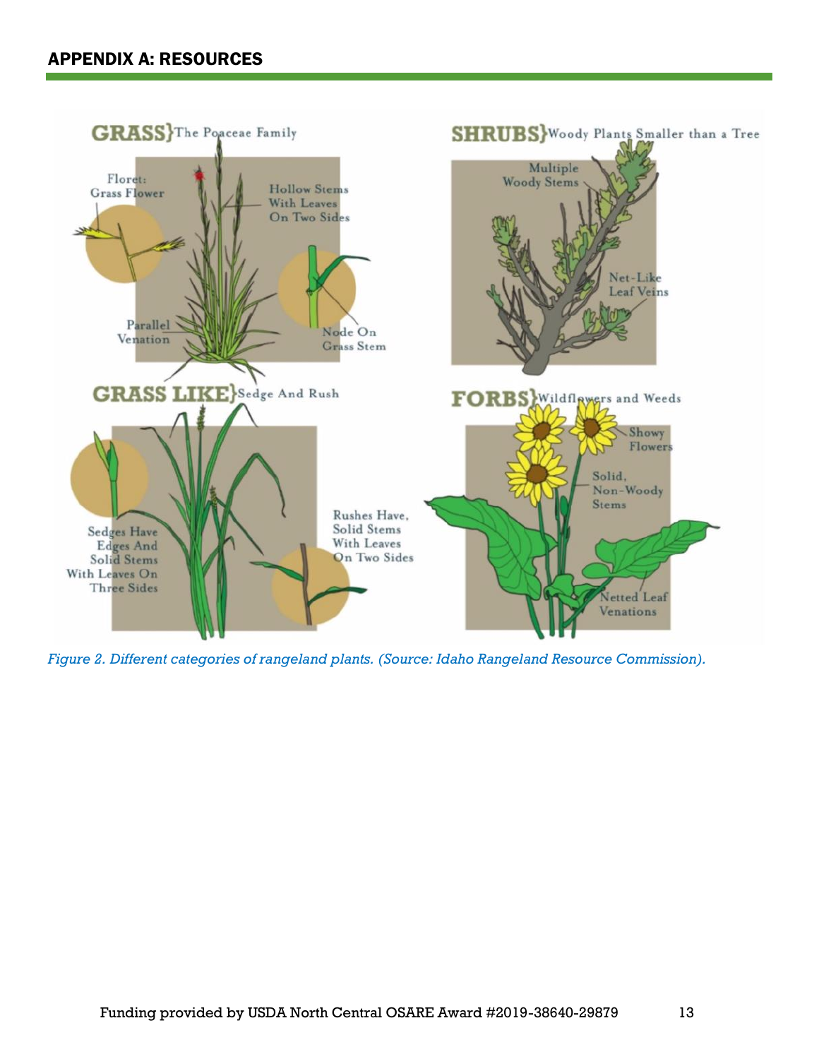## APPENDIX A: RESOURCES

**GRASS**} The Poaceae Family

- Floret: Grass Flower
- Hollow Stems With Leaves On Two Sides
- Parallel Venation
- Node On Grass Stem

**SHRUBS**} Woody Plants Smaller than a Tree

- Multiple Woody Stems
- Net-Like Leaf Veins

**GRASS LIKE**} Sedge And Rush

- Sedges Have Edges And Solid Stems With Leaves On Three Sides
- Rushes Have, Solid Stems With Leaves On Two Sides

**FORBS**} Wildflowers and Weeds

- Showy Flowers
- Solid, Non-Woody Stems
- Netted Leaf Venations

*Figure 2. Different categories of rangeland plants. (Source: Idaho Rangeland Resource Commission).*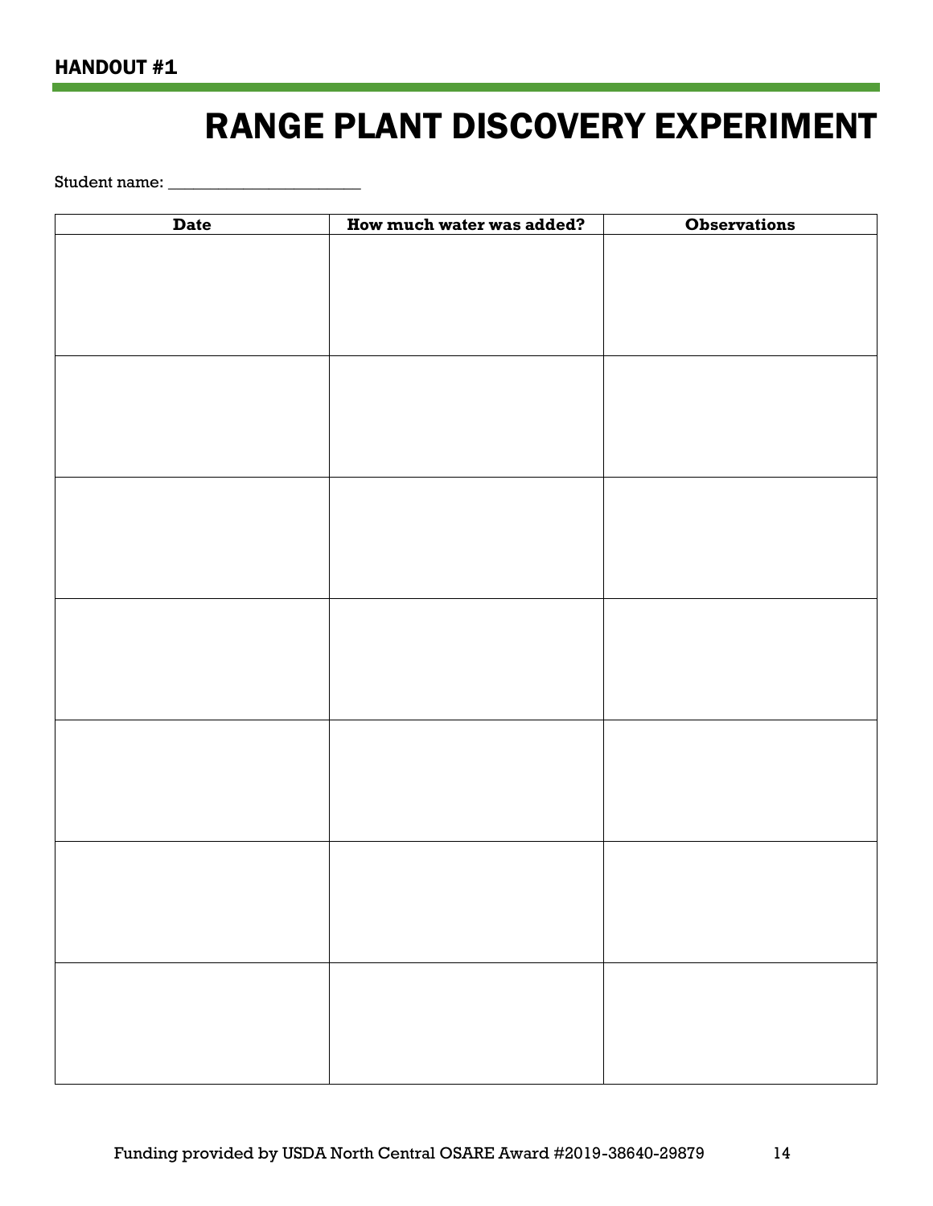HANDOUT #1

# RANGE PLANT DISCOVERY EXPERIMENT

Student name: ______________________

| Date | How much water was added? | Observations |
|---|---|---|
| | | |
| | | |
| | | |
| | | |
| | | |
| | | |
| | | |

Funding provided by USDA North Central OSARE Award #2019-38640-29879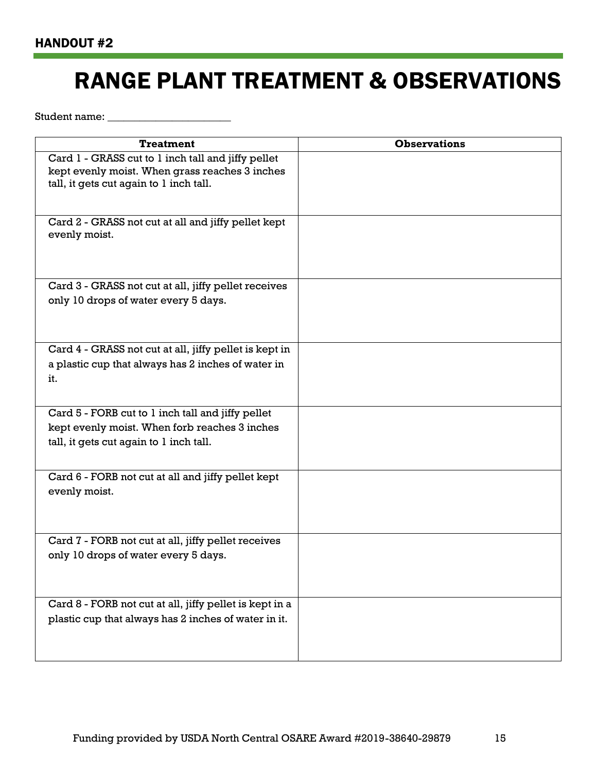HANDOUT #2

# RANGE PLANT TREATMENT & OBSERVATIONS

Student name: _______________________

| **Treatment** | **Observations** |
|---|---|
| Card 1 - GRASS cut to 1 inch tall and jiffy pellet kept evenly moist. When grass reaches 3 inches tall, it gets cut again to 1 inch tall. | |
| Card 2 - GRASS not cut at all and jiffy pellet kept evenly moist. | |
| Card 3 - GRASS not cut at all, jiffy pellet receives only 10 drops of water every 5 days. | |
| Card 4 - GRASS not cut at all, jiffy pellet is kept in a plastic cup that always has 2 inches of water in it. | |
| Card 5 - FORB cut to 1 inch tall and jiffy pellet kept evenly moist. When forb reaches 3 inches tall, it gets cut again to 1 inch tall. | |
| Card 6 - FORB not cut at all and jiffy pellet kept evenly moist. | |
| Card 7 - FORB not cut at all, jiffy pellet receives only 10 drops of water every 5 days. | |
| Card 8 - FORB not cut at all, jiffy pellet is kept in a plastic cup that always has 2 inches of water in it. | |

Funding provided by USDA North Central OSARE Award #2019-38640-29879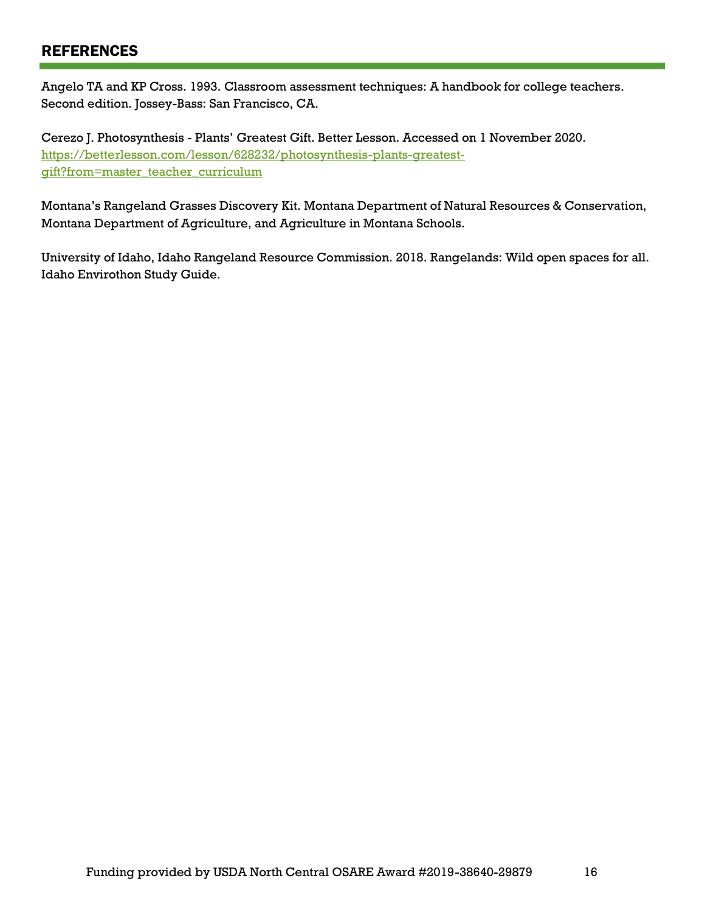## REFERENCES

Angelo TA and KP Cross. 1993. Classroom assessment techniques: A handbook for college teachers. Second edition. Jossey-Bass: San Francisco, CA.

Cerezo J. Photosynthesis - Plants' Greatest Gift. Better Lesson. Accessed on 1 November 2020. https://betterlesson.com/lesson/628232/photosynthesis-plants-greatest-gift?from=master_teacher_curriculum

Montana's Rangeland Grasses Discovery Kit. Montana Department of Natural Resources & Conservation, Montana Department of Agriculture, and Agriculture in Montana Schools.

University of Idaho, Idaho Rangeland Resource Commission. 2018. Rangelands: Wild open spaces for all. Idaho Envirothon Study Guide.

Funding provided by USDA North Central OSARE Award #2019-38640-29879